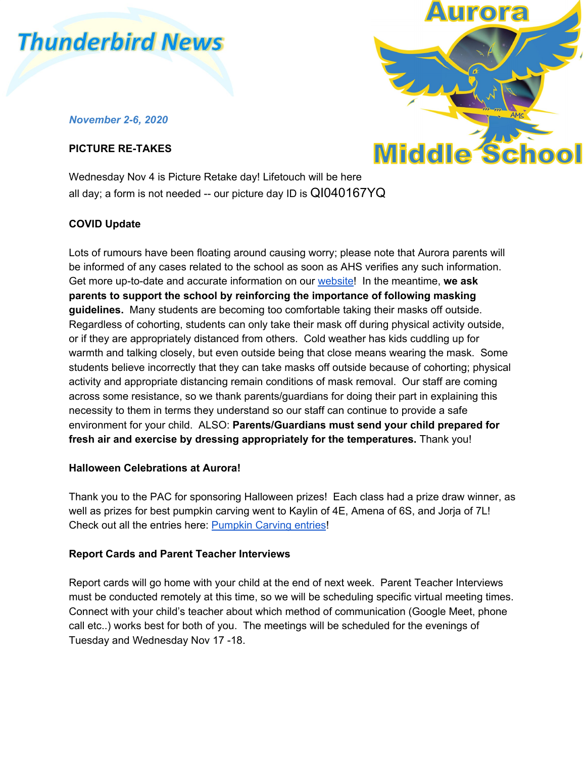# Thunderbird News

# Aurora Middle School

*November 2-6, 2020*

**PICTURE RE-TAKES**

Wednesday Nov 4 is Picture Retake day! Lifetouch will be here all day; a form is not needed -- our picture day ID is QI040167YQ

**COVID Update**

Lots of rumours have been floating around causing worry; please note that Aurora parents will be informed of any cases related to the school as soon as AHS verifies any such information. Get more up-to-date and accurate information on our [website](#)! In the meantime, **we ask parents to support the school by reinforcing the importance of following masking guidelines.** Many students are becoming too comfortable taking their masks off outside. Regardless of cohorting, students can only take their mask off during physical activity outside, or if they are appropriately distanced from others. Cold weather has kids cuddling up for warmth and talking closely, but even outside being that close means wearing the mask. Some students believe incorrectly that they can take masks off outside because of cohorting; physical activity and appropriate distancing remain conditions of mask removal. Our staff are coming across some resistance, so we thank parents/guardians for doing their part in explaining this necessity to them in terms they understand so our staff can continue to provide a safe environment for your child. ALSO: **Parents/Guardians must send your child prepared for fresh air and exercise by dressing appropriately for the temperatures.** Thank you!

**Halloween Celebrations at Aurora!**

Thank you to the PAC for sponsoring Halloween prizes! Each class had a prize draw winner, as well as prizes for best pumpkin carving went to Kaylin of 4E, Amena of 6S, and Jorja of 7L! Check out all the entries here: [Pumpkin Carving entries](#)!

**Report Cards and Parent Teacher Interviews**

Report cards will go home with your child at the end of next week. Parent Teacher Interviews must be conducted remotely at this time, so we will be scheduling specific virtual meeting times. Connect with your child's teacher about which method of communication (Google Meet, phone call etc..) works best for both of you. The meetings will be scheduled for the evenings of Tuesday and Wednesday Nov 17 -18.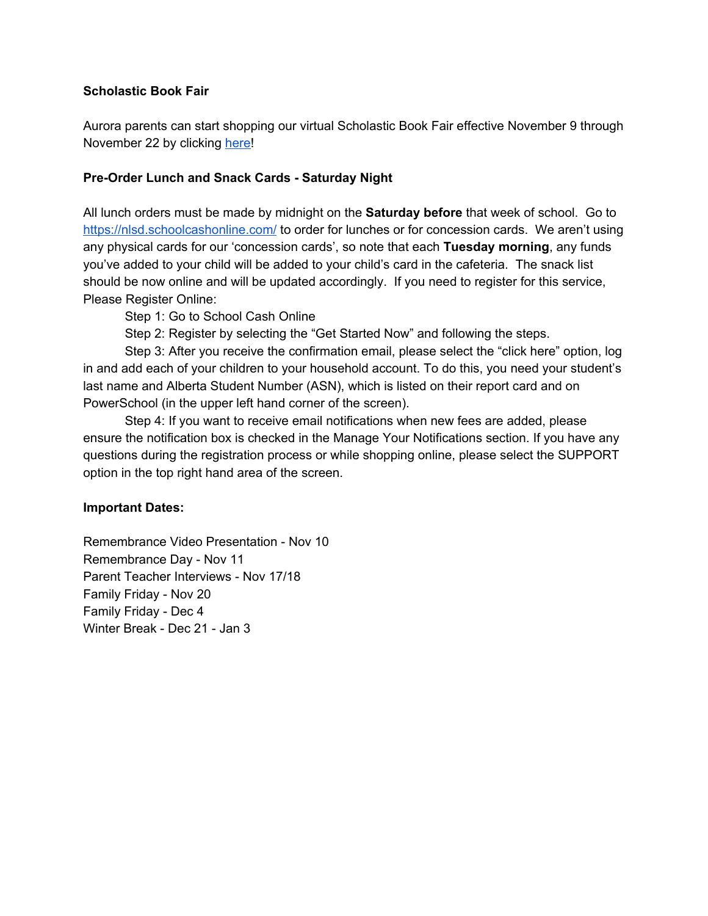**Scholastic Book Fair**

Aurora parents can start shopping our virtual Scholastic Book Fair effective November 9 through November 22 by clicking here!

**Pre-Order Lunch and Snack Cards - Saturday Night**

All lunch orders must be made by midnight on the **Saturday before** that week of school. Go to https://nlsd.schoolcashonline.com/ to order for lunches or for concession cards. We aren't using any physical cards for our 'concession cards', so note that each **Tuesday morning**, any funds you've added to your child will be added to your child's card in the cafeteria. The snack list should be now online and will be updated accordingly. If you need to register for this service, Please Register Online:

Step 1: Go to School Cash Online

Step 2: Register by selecting the "Get Started Now" and following the steps.

Step 3: After you receive the confirmation email, please select the "click here" option, log in and add each of your children to your household account. To do this, you need your student's last name and Alberta Student Number (ASN), which is listed on their report card and on PowerSchool (in the upper left hand corner of the screen).

Step 4: If you want to receive email notifications when new fees are added, please ensure the notification box is checked in the Manage Your Notifications section. If you have any questions during the registration process or while shopping online, please select the SUPPORT option in the top right hand area of the screen.

**Important Dates:**

Remembrance Video Presentation - Nov 10
Remembrance Day - Nov 11
Parent Teacher Interviews - Nov 17/18
Family Friday - Nov 20
Family Friday - Dec 4
Winter Break - Dec 21 - Jan 3